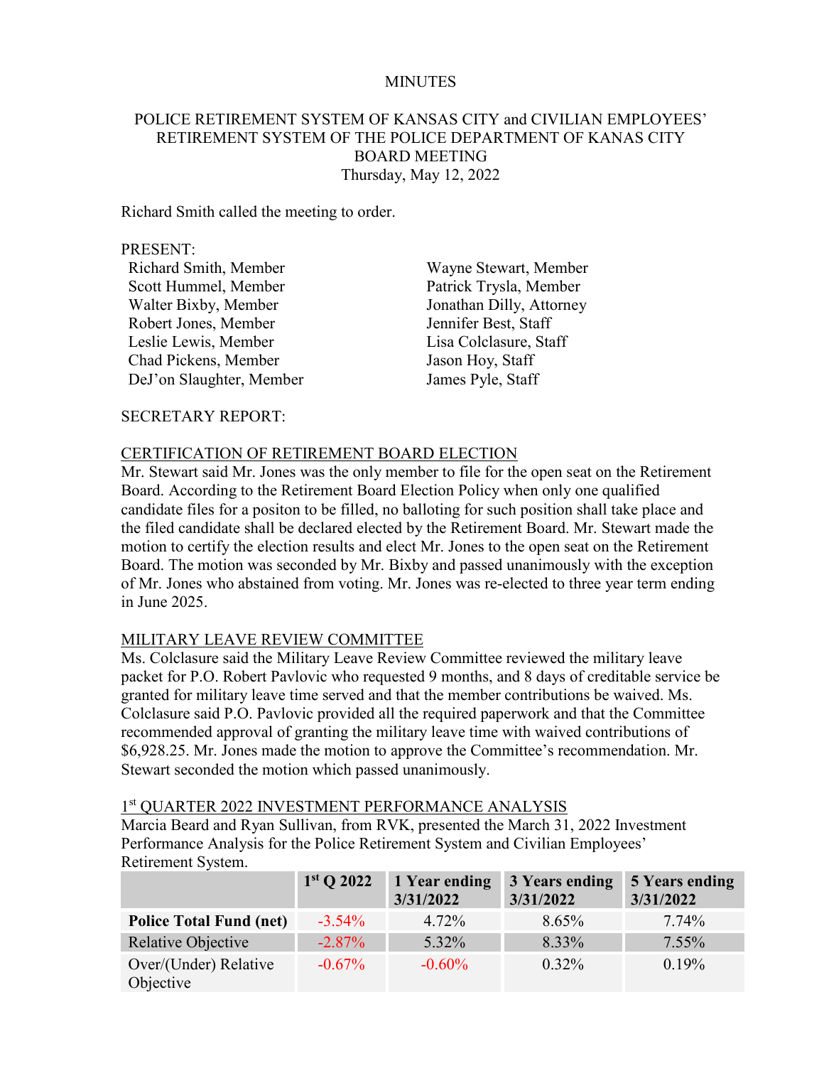# MINUTES

## POLICE RETIREMENT SYSTEM OF KANSAS CITY and CIVILIAN EMPLOYEES' RETIREMENT SYSTEM OF THE POLICE DEPARTMENT OF KANAS CITY BOARD MEETING

Thursday, May 12, 2022

Richard Smith called the meeting to order.

PRESENT:

- Richard Smith, Member
- Scott Hummel, Member
- Walter Bixby, Member
- Robert Jones, Member
- Leslie Lewis, Member
- Chad Pickens, Member
- DeJ'on Slaughter, Member
- Wayne Stewart, Member
- Patrick Trysla, Member
- Jonathan Dilly, Attorney
- Jennifer Best, Staff
- Lisa Colclasure, Staff
- Jason Hoy, Staff
- James Pyle, Staff

SECRETARY REPORT:

### CERTIFICATION OF RETIREMENT BOARD ELECTION

Mr. Stewart said Mr. Jones was the only member to file for the open seat on the Retirement Board. According to the Retirement Board Election Policy when only one qualified candidate files for a positon to be filled, no balloting for such position shall take place and the filed candidate shall be declared elected by the Retirement Board. Mr. Stewart made the motion to certify the election results and elect Mr. Jones to the open seat on the Retirement Board. The motion was seconded by Mr. Bixby and passed unanimously with the exception of Mr. Jones who abstained from voting. Mr. Jones was re-elected to three year term ending in June 2025.

### MILITARY LEAVE REVIEW COMMITTEE

Ms. Colclasure said the Military Leave Review Committee reviewed the military leave packet for P.O. Robert Pavlovic who requested 9 months, and 8 days of creditable service be granted for military leave time served and that the member contributions be waived. Ms. Colclasure said P.O. Pavlovic provided all the required paperwork and that the Committee recommended approval of granting the military leave time with waived contributions of $6,928.25. Mr. Jones made the motion to approve the Committee's recommendation. Mr. Stewart seconded the motion which passed unanimously.

### 1st QUARTER 2022 INVESTMENT PERFORMANCE ANALYSIS

Marcia Beard and Ryan Sullivan, from RVK, presented the March 31, 2022 Investment Performance Analysis for the Police Retirement System and Civilian Employees' Retirement System.

| | 1st Q 2022 | 1 Year ending 3/31/2022 | 3 Years ending 3/31/2022 | 5 Years ending 3/31/2022 |
|---|---|---|---|---|
| **Police Total Fund (net)** | -3.54% | 4.72% | 8.65% | 7.74% |
| Relative Objective | -2.87% | 5.32% | 8.33% | 7.55% |
| Over/(Under) Relative Objective | -0.67% | -0.60% | 0.32% | 0.19% |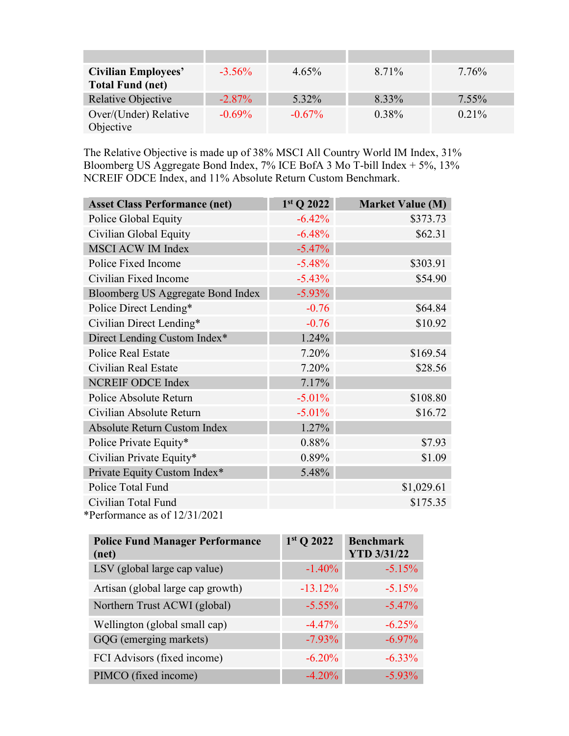| | | | | |
|---|---|---|---|---|
| **Civilian Employees' Total Fund (net)** | -3.56% | 4.65% | 8.71% | 7.76% |
| Relative Objective | -2.87% | 5.32% | 8.33% | 7.55% |
| Over/(Under) Relative Objective | -0.69% | -0.67% | 0.38% | 0.21% |

The Relative Objective is made up of 38% MSCI All Country World IM Index, 31% Bloomberg US Aggregate Bond Index, 7% ICE BofA 3 Mo T-bill Index + 5%, 13% NCREIF ODCE Index, and 11% Absolute Return Custom Benchmark.

| **Asset Class Performance (net)** | **1st Q 2022** | **Market Value (M)** |
|---|---|---|
| Police Global Equity | -6.42% | $373.73 |
| Civilian Global Equity | -6.48% | $62.31 |
| MSCI ACW IM Index | -5.47% | |
| Police Fixed Income | -5.48% | $303.91 |
| Civilian Fixed Income | -5.43% | $54.90 |
| Bloomberg US Aggregate Bond Index | -5.93% | |
| Police Direct Lending* | -0.76 | $64.84 |
| Civilian Direct Lending* | -0.76 | $10.92 |
| Direct Lending Custom Index* | 1.24% | |
| Police Real Estate | 7.20% | $169.54 |
| Civilian Real Estate | 7.20% | $28.56 |
| NCREIF ODCE Index | 7.17% | |
| Police Absolute Return | -5.01% | $108.80 |
| Civilian Absolute Return | -5.01% | $16.72 |
| Absolute Return Custom Index | 1.27% | |
| Police Private Equity* | 0.88% | $7.93 |
| Civilian Private Equity* | 0.89% | $1.09 |
| Private Equity Custom Index* | 5.48% | |
| Police Total Fund | | $1,029.61 |
| Civilian Total Fund | | $175.35 |

*Performance as of 12/31/2021

| **Police Fund Manager Performance (net)** | **1st Q 2022** | **Benchmark YTD 3/31/22** |
|---|---|---|
| LSV (global large cap value) | -1.40% | -5.15% |
| Artisan (global large cap growth) | -13.12% | -5.15% |
| Northern Trust ACWI (global) | -5.55% | -5.47% |
| Wellington (global small cap) | -4.47% | -6.25% |
| GQG (emerging markets) | -7.93% | -6.97% |
| FCI Advisors (fixed income) | -6.20% | -6.33% |
| PIMCO (fixed income) | -4.20% | -5.93% |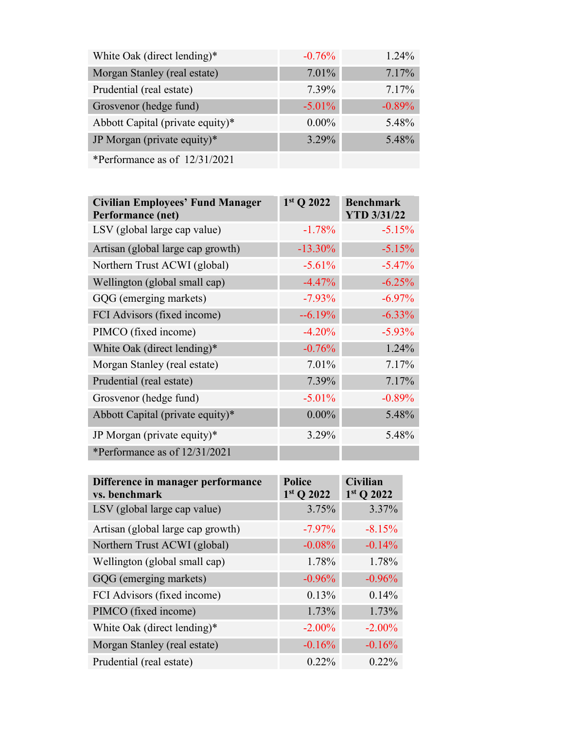| | | |
|---|---|---|
| White Oak (direct lending)* | -0.76% | 1.24% |
| Morgan Stanley (real estate) | 7.01% | 7.17% |
| Prudential (real estate) | 7.39% | 7.17% |
| Grosvenor (hedge fund) | -5.01% | -0.89% |
| Abbott Capital (private equity)* | 0.00% | 5.48% |
| JP Morgan (private equity)* | 3.29% | 5.48% |
| *Performance as of 12/31/2021 | | |

| Civilian Employees' Fund Manager Performance (net) | 1st Q 2022 | Benchmark YTD 3/31/22 |
|---|---|---|
| LSV (global large cap value) | -1.78% | -5.15% |
| Artisan (global large cap growth) | -13.30% | -5.15% |
| Northern Trust ACWI (global) | -5.61% | -5.47% |
| Wellington (global small cap) | -4.47% | -6.25% |
| GQG (emerging markets) | -7.93% | -6.97% |
| FCI Advisors (fixed income) | --6.19% | -6.33% |
| PIMCO (fixed income) | -4.20% | -5.93% |
| White Oak (direct lending)* | -0.76% | 1.24% |
| Morgan Stanley (real estate) | 7.01% | 7.17% |
| Prudential (real estate) | 7.39% | 7.17% |
| Grosvenor (hedge fund) | -5.01% | -0.89% |
| Abbott Capital (private equity)* | 0.00% | 5.48% |
| JP Morgan (private equity)* | 3.29% | 5.48% |
| *Performance as of 12/31/2021 | | |

| Difference in manager performance vs. benchmark | Police 1st Q 2022 | Civilian 1st Q 2022 |
|---|---|---|
| LSV (global large cap value) | 3.75% | 3.37% |
| Artisan (global large cap growth) | -7.97% | -8.15% |
| Northern Trust ACWI (global) | -0.08% | -0.14% |
| Wellington (global small cap) | 1.78% | 1.78% |
| GQG (emerging markets) | -0.96% | -0.96% |
| FCI Advisors (fixed income) | 0.13% | 0.14% |
| PIMCO (fixed income) | 1.73% | 1.73% |
| White Oak (direct lending)* | -2.00% | -2.00% |
| Morgan Stanley (real estate) | -0.16% | -0.16% |
| Prudential (real estate) | 0.22% | 0.22% |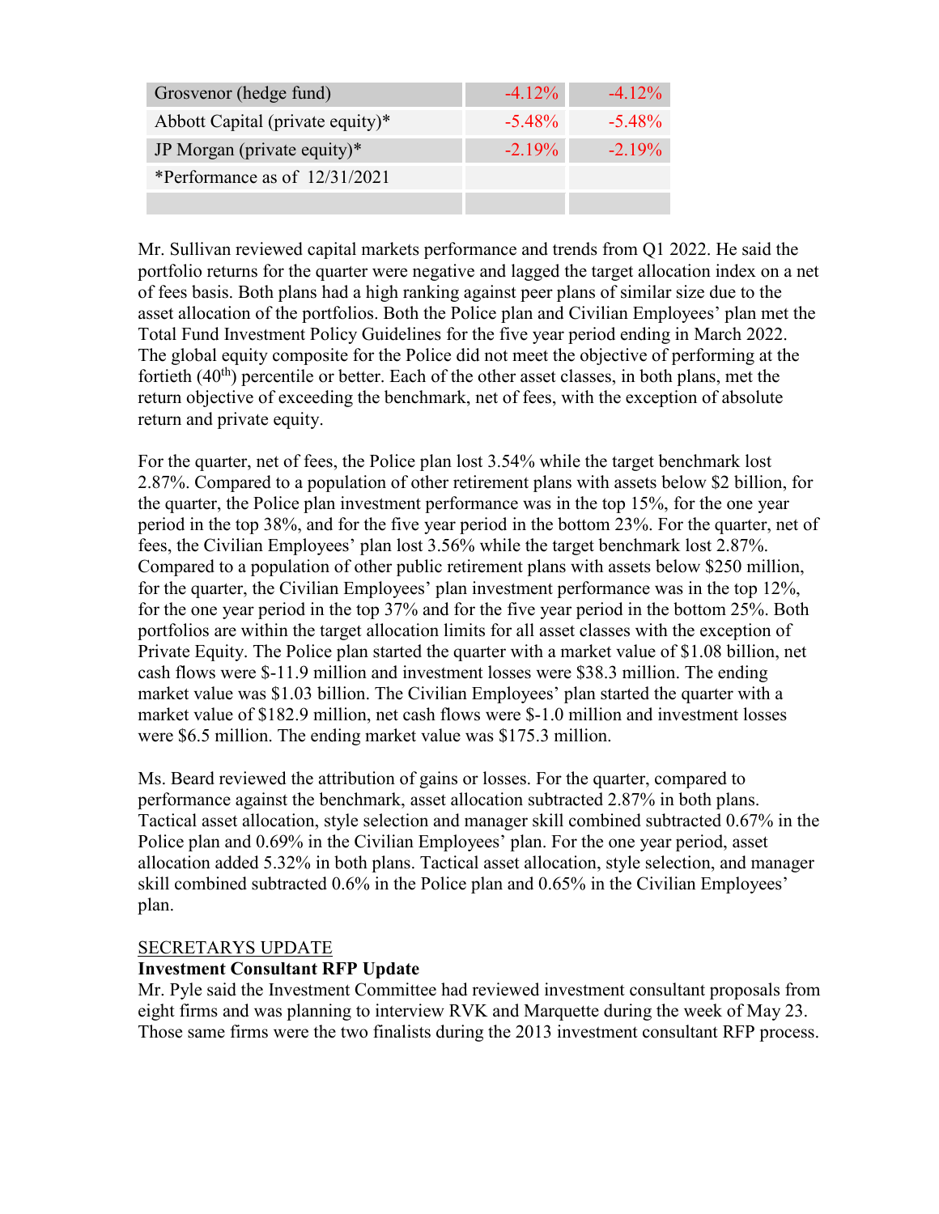| | | |
|---|---|---|
| Grosvenor (hedge fund) | -4.12% | -4.12% |
| Abbott Capital (private equity)* | -5.48% | -5.48% |
| JP Morgan (private equity)* | -2.19% | -2.19% |
| *Performance as of 12/31/2021 | | |
| | | |

Mr. Sullivan reviewed capital markets performance and trends from Q1 2022. He said the portfolio returns for the quarter were negative and lagged the target allocation index on a net of fees basis. Both plans had a high ranking against peer plans of similar size due to the asset allocation of the portfolios. Both the Police plan and Civilian Employees' plan met the Total Fund Investment Policy Guidelines for the five year period ending in March 2022. The global equity composite for the Police did not meet the objective of performing at the fortieth (40th) percentile or better. Each of the other asset classes, in both plans, met the return objective of exceeding the benchmark, net of fees, with the exception of absolute return and private equity.

For the quarter, net of fees, the Police plan lost 3.54% while the target benchmark lost 2.87%. Compared to a population of other retirement plans with assets below $2 billion, for the quarter, the Police plan investment performance was in the top 15%, for the one year period in the top 38%, and for the five year period in the bottom 23%. For the quarter, net of fees, the Civilian Employees' plan lost 3.56% while the target benchmark lost 2.87%. Compared to a population of other public retirement plans with assets below $250 million, for the quarter, the Civilian Employees' plan investment performance was in the top 12%, for the one year period in the top 37% and for the five year period in the bottom 25%. Both portfolios are within the target allocation limits for all asset classes with the exception of Private Equity. The Police plan started the quarter with a market value of $1.08 billion, net cash flows were $-11.9 million and investment losses were $38.3 million. The ending market value was $1.03 billion. The Civilian Employees' plan started the quarter with a market value of $182.9 million, net cash flows were $-1.0 million and investment losses were $6.5 million. The ending market value was $175.3 million.

Ms. Beard reviewed the attribution of gains or losses. For the quarter, compared to performance against the benchmark, asset allocation subtracted 2.87% in both plans. Tactical asset allocation, style selection and manager skill combined subtracted 0.67% in the Police plan and 0.69% in the Civilian Employees' plan. For the one year period, asset allocation added 5.32% in both plans. Tactical asset allocation, style selection, and manager skill combined subtracted 0.6% in the Police plan and 0.65% in the Civilian Employees' plan.

SECRETARYS UPDATE

**Investment Consultant RFP Update**

Mr. Pyle said the Investment Committee had reviewed investment consultant proposals from eight firms and was planning to interview RVK and Marquette during the week of May 23. Those same firms were the two finalists during the 2013 investment consultant RFP process.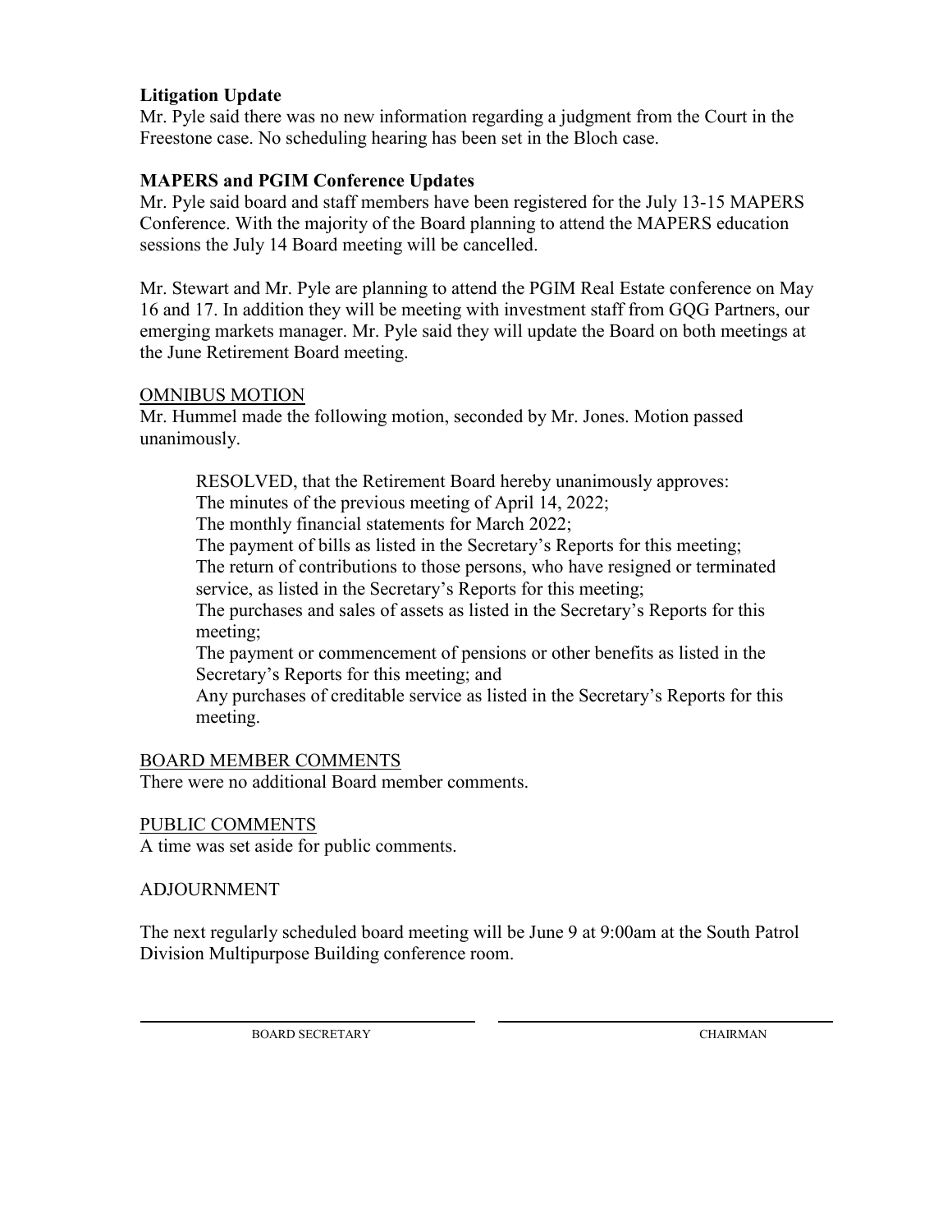**Litigation Update**

Mr. Pyle said there was no new information regarding a judgment from the Court in the Freestone case. No scheduling hearing has been set in the Bloch case.

**MAPERS and PGIM Conference Updates**

Mr. Pyle said board and staff members have been registered for the July 13-15 MAPERS Conference. With the majority of the Board planning to attend the MAPERS education sessions the July 14 Board meeting will be cancelled.

Mr. Stewart and Mr. Pyle are planning to attend the PGIM Real Estate conference on May 16 and 17. In addition they will be meeting with investment staff from GQG Partners, our emerging markets manager. Mr. Pyle said they will update the Board on both meetings at the June Retirement Board meeting.

<u>OMNIBUS MOTION</u>

Mr. Hummel made the following motion, seconded by Mr. Jones. Motion passed unanimously.

> RESOLVED, that the Retirement Board hereby unanimously approves:
> The minutes of the previous meeting of April 14, 2022;
> The monthly financial statements for March 2022;
> The payment of bills as listed in the Secretary's Reports for this meeting;
> The return of contributions to those persons, who have resigned or terminated service, as listed in the Secretary's Reports for this meeting;
> The purchases and sales of assets as listed in the Secretary's Reports for this meeting;
> The payment or commencement of pensions or other benefits as listed in the Secretary's Reports for this meeting; and
> Any purchases of creditable service as listed in the Secretary's Reports for this meeting.

<u>BOARD MEMBER COMMENTS</u>

There were no additional Board member comments.

<u>PUBLIC COMMENTS</u>

A time was set aside for public comments.

ADJOURNMENT

The next regularly scheduled board meeting will be June 9 at 9:00am at the South Patrol Division Multipurpose Building conference room.

BOARD SECRETARY

CHAIRMAN